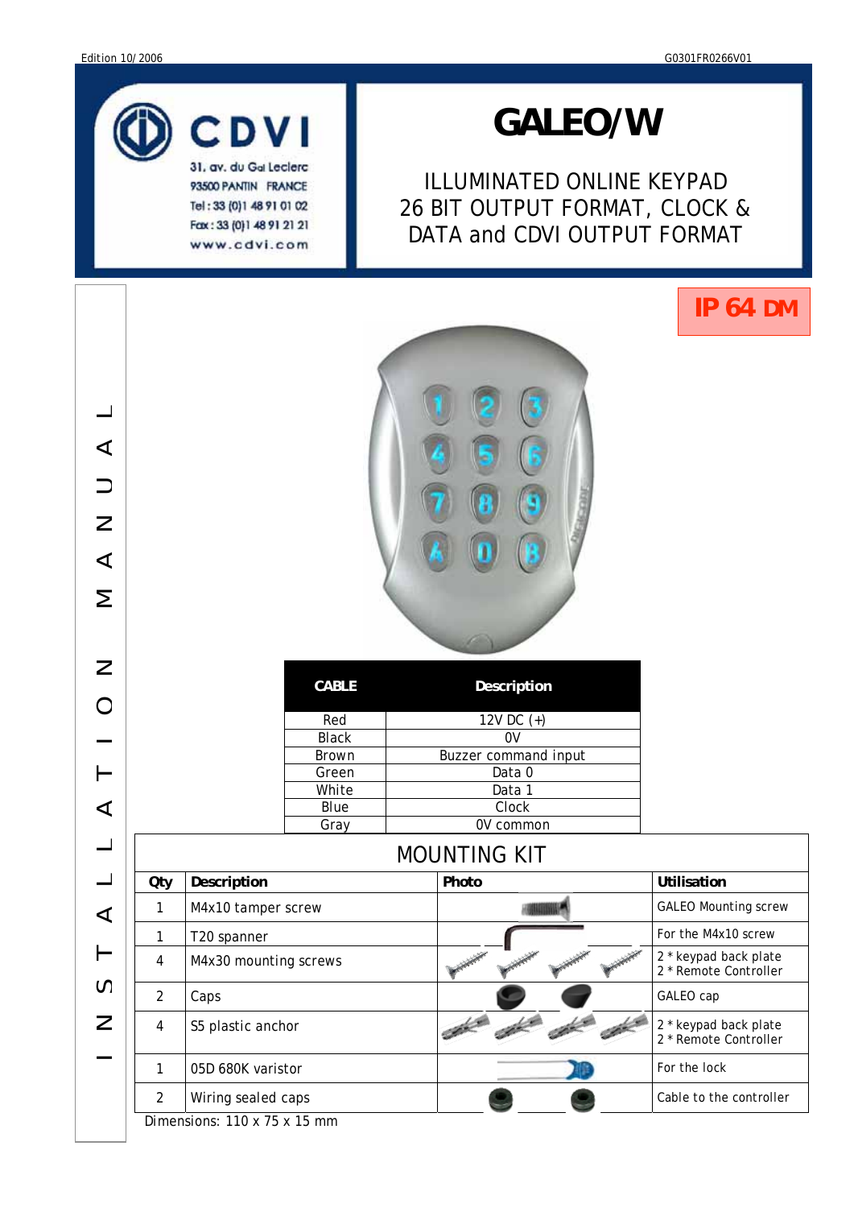Edition 10/2006

G0301FR0266V01

CDVI

31. av. du Gal Leclerc
93500 PANTIN FRANCE
Tel : 33 (0)1 48 91 01 02
Fax : 33 (0)1 48 91 21 21
www.cdvi.com

# GALEO/W

## ILLUMINATED ONLINE KEYPAD 26 BIT OUTPUT FORMAT, CLOCK & DATA and CDVI OUTPUT FORMAT

INSTALLATION MANUAL

**IP 64 DM**

| CABLE | Description |
|---|---|
| Red | 12V DC (+) |
| Black | 0V |
| Brown | Buzzer command input |
| Green | Data 0 |
| White | Data 1 |
| Blue | Clock |
| Gray | 0V common |

## MOUNTING KIT

| Qty | Description | Photo | Utilisation |
|---|---|---|---|
| 1 | M4x10 tamper screw | | GALEO Mounting screw |
| 1 | T20 spanner | | For the M4x10 screw |
| 4 | M4x30 mounting screws | | 2 * keypad back plate<br>2 * Remote Controller |
| 2 | Caps | | GALEO cap |
| 4 | S5 plastic anchor | | 2 * keypad back plate<br>2 * Remote Controller |
| 1 | 05D 680K varistor | | For the lock |
| 2 | Wiring sealed caps | | Cable to the controller |

Dimensions: 110 x 75 x 15 mm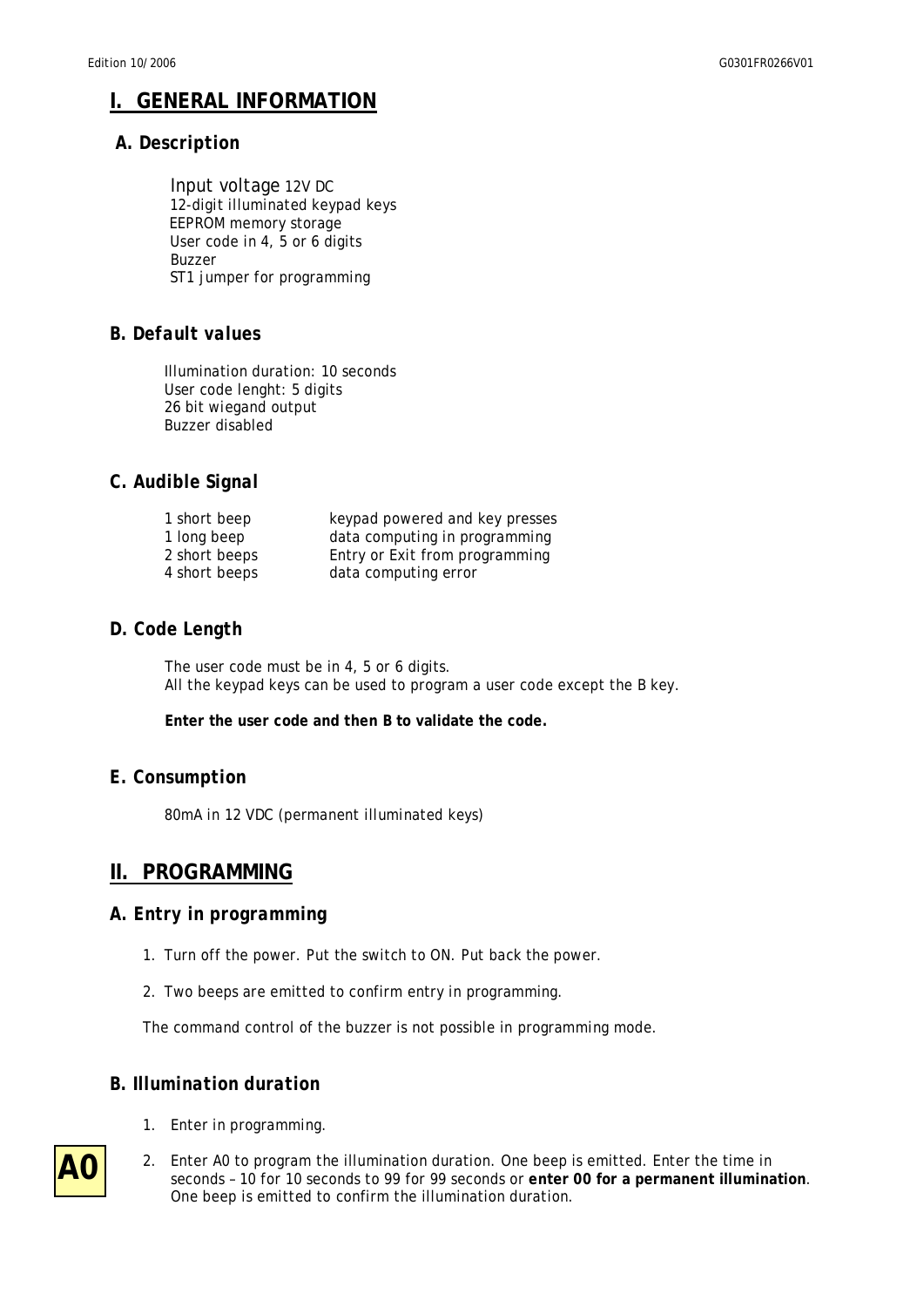# I. GENERAL INFORMATION

### A. Description

Input voltage 12V DC
12-digit illuminated keypad keys
EEPROM memory storage
User code in 4, 5 or 6 digits
Buzzer
ST1 jumper for programming

### B. Default values

Illumination duration: 10 seconds
User code lenght: 5 digits
26 bit wiegand output
Buzzer disabled

### C. Audible Signal

| | |
|---|---|
| 1 short beep | keypad powered and key presses |
| 1 long beep | data computing in programming |
| 2 short beeps | Entry or Exit from programming |
| 4 short beeps | data computing error |

### D. Code Length

The user code must be in 4, 5 or 6 digits.
All the keypad keys can be used to program a user code except the B key.

**Enter the user code and then B to validate the code.**

### E. Consumption

80mA in 12 VDC (permanent illuminated keys)

# II. PROGRAMMING

### A. Entry in programming

1. Turn off the power. Put the switch to ON. Put back the power.

2. Two beeps are emitted to confirm entry in programming.

The command control of the buzzer is not possible in programming mode.

### B. Illumination duration

1. Enter in programming.

**A0**

2. Enter A0 to program the illumination duration. One beep is emitted. Enter the time in seconds – 10 for 10 seconds to 99 for 99 seconds or **enter 00 for a permanent illumination**. One beep is emitted to confirm the illumination duration.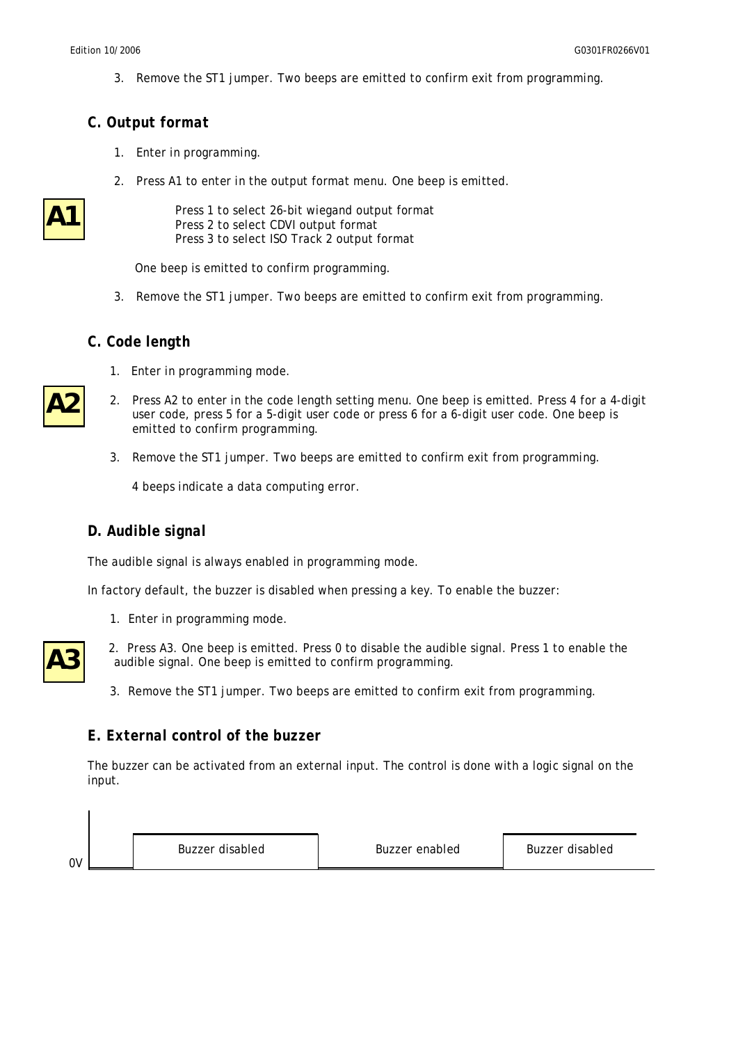3. Remove the ST1 jumper. Two beeps are emitted to confirm exit from programming.

### C. Output format

1. Enter in programming.

2. Press A1 to enter in the output format menu. One beep is emitted.

**A1**

Press 1 to select 26-bit wiegand output format
Press 2 to select CDVI output format
Press 3 to select ISO Track 2 output format

One beep is emitted to confirm programming.

3. Remove the ST1 jumper. Two beeps are emitted to confirm exit from programming.

### C. Code length

1. Enter in programming mode.

**A2**

2. Press A2 to enter in the code length setting menu. One beep is emitted. Press 4 for a 4-digit user code, press 5 for a 5-digit user code or press 6 for a 6-digit user code. One beep is emitted to confirm programming.

3. Remove the ST1 jumper. Two beeps are emitted to confirm exit from programming.

   4 beeps indicate a data computing error.

### D. Audible signal

The audible signal is always enabled in programming mode.

In factory default, the buzzer is disabled when pressing a key. To enable the buzzer:

1. Enter in programming mode.

**A3**

2. Press A3. One beep is emitted. Press 0 to disable the audible signal. Press 1 to enable the audible signal. One beep is emitted to confirm programming.

3. Remove the ST1 jumper. Two beeps are emitted to confirm exit from programming.

### E. External control of the buzzer

The buzzer can be activated from an external input. The control is done with a logic signal on the input.

0V

| Buzzer disabled | Buzzer enabled | Buzzer disabled |
|---|---|---|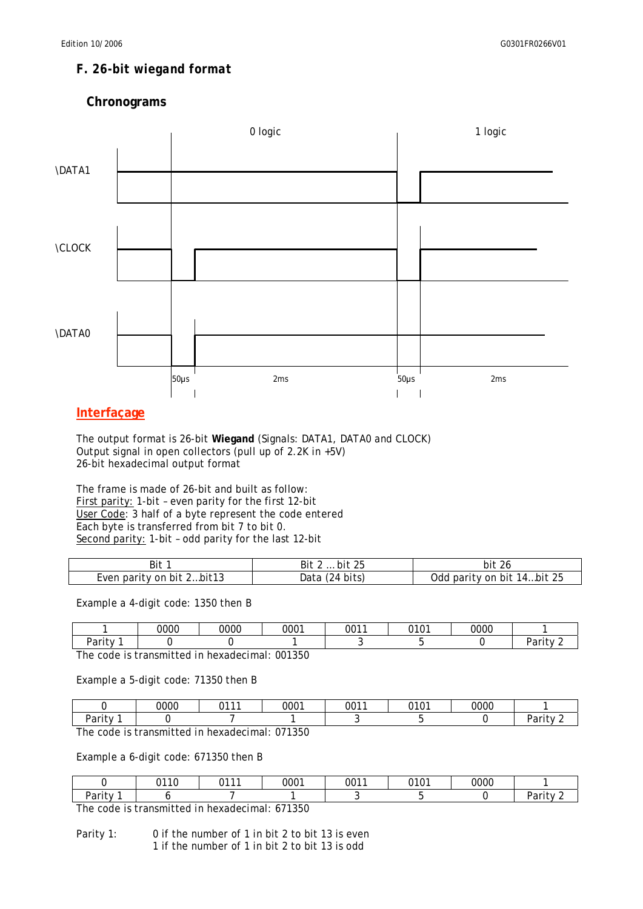## F. 26-bit wiegand format

### Chronograms

### Interfaçage

The output format is 26-bit **Wiegand** (Signals: DATA1, DATA0 and CLOCK)
Output signal in open collectors (pull up of 2.2K in +5V)
26-bit hexadecimal output format

The frame is made of 26-bit and built as follow:
First parity: 1-bit – even parity for the first 12-bit
User Code: 3 half of a byte represent the code entered
Each byte is transferred from bit 7 to bit 0.
Second parity: 1-bit – odd parity for the last 12-bit

| Bit 1 | Bit 2 … bit 25 | bit 26 |
|---|---|---|
| Even parity on bit 2…bit13 | Data (24 bits) | Odd parity on bit 14…bit 25 |

Example a 4-digit code: 1350 then B

| 1 | 0000 | 0000 | 0001 | 0011 | 0101 | 0000 | 1 |
|---|---|---|---|---|---|---|---|
| Parity 1 | 0 | 0 | 1 | 3 | 5 | 0 | Parity 2 |

The code is transmitted in hexadecimal: 001350

Example a 5-digit code: 71350 then B

| 0 | 0000 | 0111 | 0001 | 0011 | 0101 | 0000 | 1 |
|---|---|---|---|---|---|---|---|
| Parity 1 | 0 | 7 | 1 | 3 | 5 | 0 | Parity 2 |

The code is transmitted in hexadecimal: 071350

Example a 6-digit code: 671350 then B

| 0 | 0110 | 0111 | 0001 | 0011 | 0101 | 0000 | 1 |
|---|---|---|---|---|---|---|---|
| Parity 1 | 6 | 7 | 1 | 3 | 5 | 0 | Parity 2 |

The code is transmitted in hexadecimal: 671350

Parity 1: 0 if the number of 1 in bit 2 to bit 13 is even
1 if the number of 1 in bit 2 to bit 13 is odd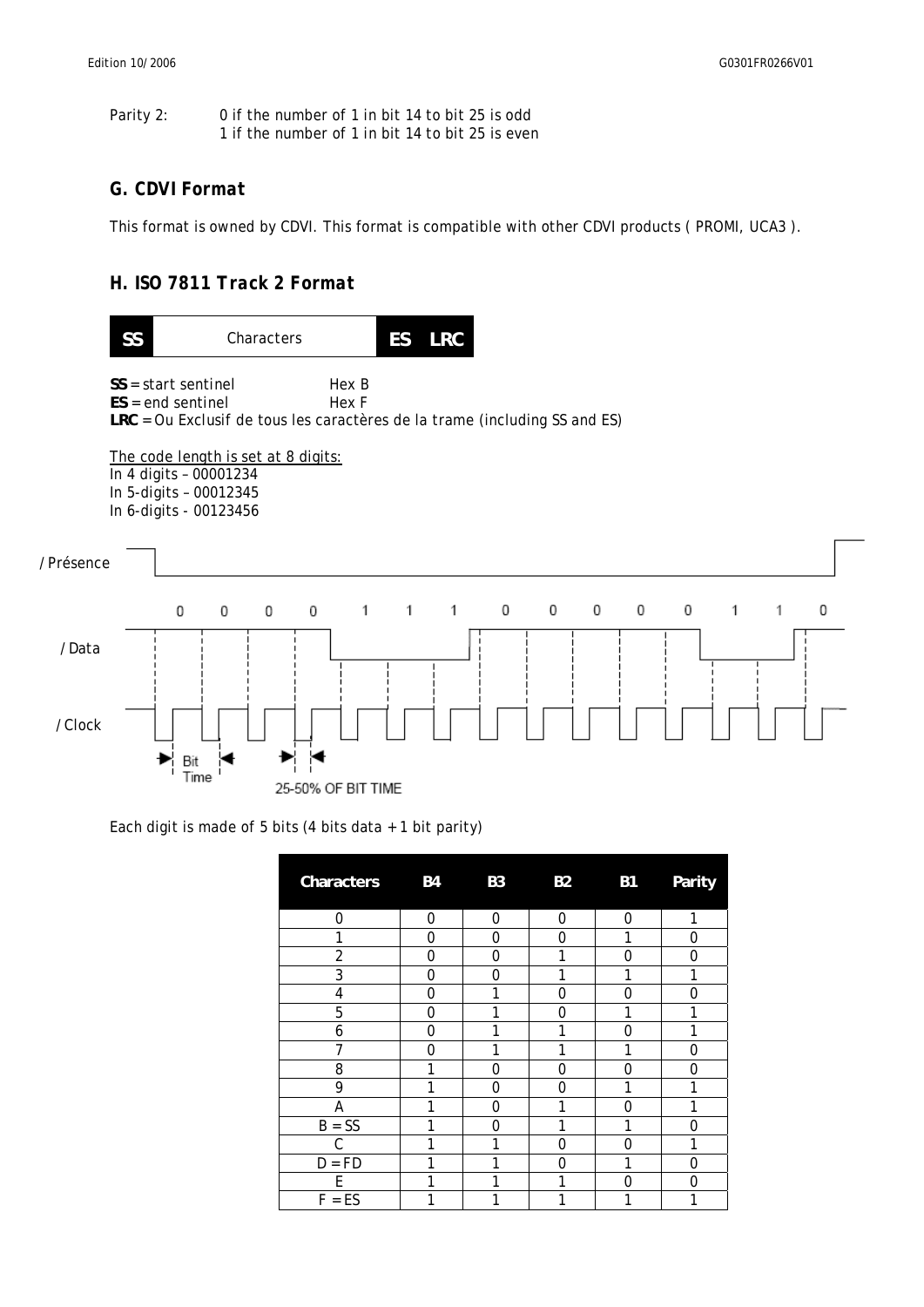Parity 2: 0 if the number of 1 in bit 14 to bit 25 is odd
1 if the number of 1 in bit 14 to bit 25 is even

### G. CDVI Format

This format is owned by CDVI. This format is compatible with other CDVI products ( PROMI, UCA3 ).

### H. ISO 7811 Track 2 Format

| SS | Characters | ES | LRC |
|---|---|---|---|

**SS** = start sentinel Hex B
**ES** = end sentinel Hex F
**LRC** = Ou Exclusif de tous les caractères de la trame (including SS and ES)

The code length is set at 8 digits:
In 4 digits – 00001234
In 5-digits – 00012345
In 6-digits - 00123456

/Présence

0 0 0 0 1 1 1 0 0 0 0 0 1 1 0

/Data

/Clock

Bit Time

25-50% OF BIT TIME

Each digit is made of 5 bits (4 bits data + 1 bit parity)

| Characters | B4 | B3 | B2 | B1 | Parity |
|---|---|---|---|---|---|
| 0 | 0 | 0 | 0 | 0 | 1 |
| 1 | 0 | 0 | 0 | 1 | 0 |
| 2 | 0 | 0 | 1 | 0 | 0 |
| 3 | 0 | 0 | 1 | 1 | 1 |
| 4 | 0 | 1 | 0 | 0 | 0 |
| 5 | 0 | 1 | 0 | 1 | 1 |
| 6 | 0 | 1 | 1 | 0 | 1 |
| 7 | 0 | 1 | 1 | 1 | 0 |
| 8 | 1 | 0 | 0 | 0 | 0 |
| 9 | 1 | 0 | 0 | 1 | 1 |
| A | 1 | 0 | 1 | 0 | 1 |
| B = SS | 1 | 0 | 1 | 1 | 0 |
| C | 1 | 1 | 0 | 0 | 1 |
| D = FD | 1 | 1 | 0 | 1 | 0 |
| E | 1 | 1 | 1 | 0 | 0 |
| F = ES | 1 | 1 | 1 | 1 | 1 |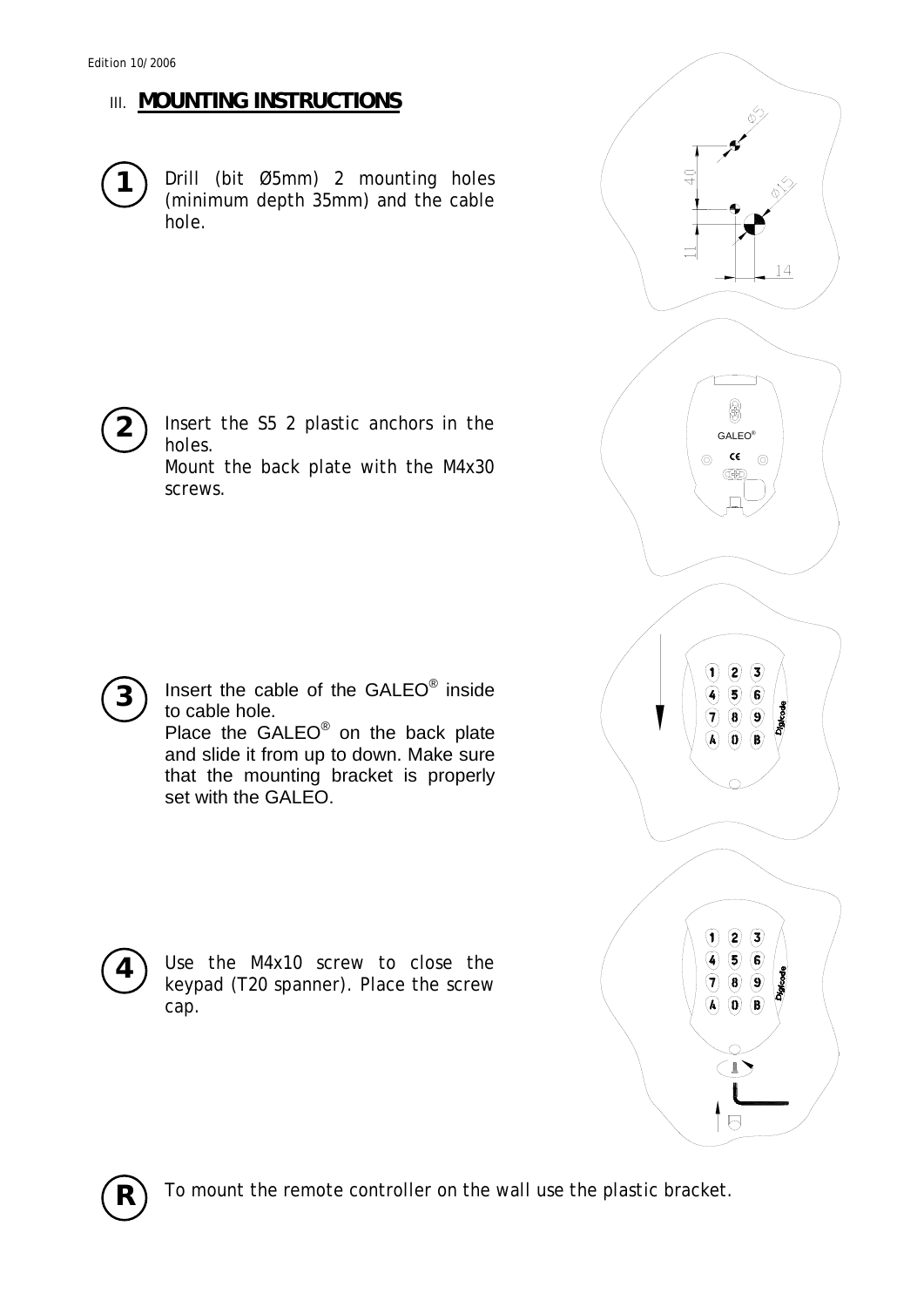Edition 10/2006

## III. MOUNTING INSTRUCTIONS

**1** Drill (bit Ø5mm) 2 mounting holes (minimum depth 35mm) and the cable hole.

Ø5
40
Ø15
11
14

**2** Insert the S5 2 plastic anchors in the holes.
Mount the back plate with the M4x30 screws.

GALEO®

**3** Insert the cable of the GALEO® inside to cable hole.
Place the GALEO® on the back plate and slide it from up to down. Make sure that the mounting bracket is properly set with the GALEO.

**4** Use the M4x10 screw to close the keypad (T20 spanner). Place the screw cap.

**R** To mount the remote controller on the wall use the plastic bracket.